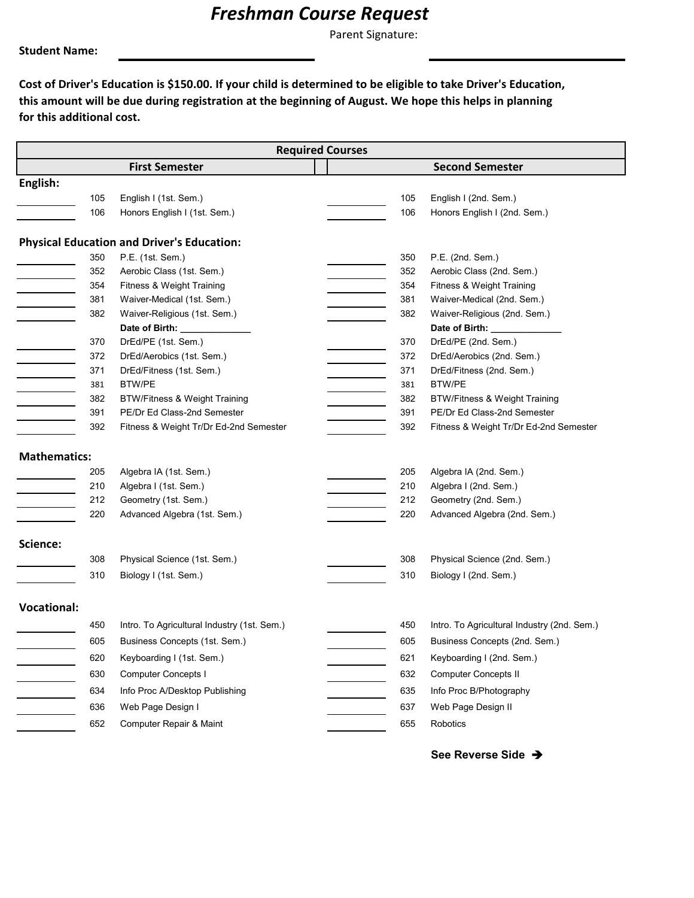# *Freshman Course Request*

**Student Name:** ______________________  Parent Signature: ______________________

**Cost of Driver's Education is $150.00. If your child is determined to be eligible to take Driver's Education, this amount will be due during registration at the beginning of August. We hope this helps in planning for this additional cost.**

| Required Courses | | | | | |
|---|---|---|---|---|---|
| **First Semester** | | | **Second Semester** | | |
| **English:** | | | | | |
| ________ | 105 | English I (1st. Sem.) | ________ | 105 | English I (2nd. Sem.) |
| ________ | 106 | Honors English I (1st. Sem.) | ________ | 106 | Honors English I (2nd. Sem.) |
| **Physical Education and Driver's Education:** | | | | | |
| ________ | 350 | P.E. (1st. Sem.) | ________ | 350 | P.E. (2nd. Sem.) |
| ________ | 352 | Aerobic Class (1st. Sem.) | ________ | 352 | Aerobic Class (2nd. Sem.) |
| ________ | 354 | Fitness & Weight Training | ________ | 354 | Fitness & Weight Training |
| ________ | 381 | Waiver-Medical (1st. Sem.) | ________ | 381 | Waiver-Medical (2nd. Sem.) |
| ________ | 382 | Waiver-Religious (1st. Sem.) | ________ | 382 | Waiver-Religious (2nd. Sem.) |
| | | **Date of Birth:** ______________ | | | **Date of Birth:** ______________ |
| ________ | 370 | DrEd/PE (1st. Sem.) | ________ | 370 | DrEd/PE (2nd. Sem.) |
| ________ | 372 | DrEd/Aerobics (1st. Sem.) | ________ | 372 | DrEd/Aerobics (2nd. Sem.) |
| ________ | 371 | DrEd/Fitness (1st. Sem.) | ________ | 371 | DrEd/Fitness (2nd. Sem.) |
| ________ | 381 | BTW/PE | ________ | 381 | BTW/PE |
| ________ | 382 | BTW/Fitness & Weight Training | ________ | 382 | BTW/Fitness & Weight Training |
| ________ | 391 | PE/Dr Ed Class-2nd Semester | ________ | 391 | PE/Dr Ed Class-2nd Semester |
| ________ | 392 | Fitness & Weight Tr/Dr Ed-2nd Semester | ________ | 392 | Fitness & Weight Tr/Dr Ed-2nd Semester |
| **Mathematics:** | | | | | |
| ________ | 205 | Algebra IA (1st. Sem.) | ________ | 205 | Algebra IA (2nd. Sem.) |
| ________ | 210 | Algebra I (1st. Sem.) | ________ | 210 | Algebra I (2nd. Sem.) |
| ________ | 212 | Geometry (1st. Sem.) | ________ | 212 | Geometry (2nd. Sem.) |
| ________ | 220 | Advanced Algebra (1st. Sem.) | ________ | 220 | Advanced Algebra (2nd. Sem.) |
| **Science:** | | | | | |
| ________ | 308 | Physical Science (1st. Sem.) | ________ | 308 | Physical Science (2nd. Sem.) |
| ________ | 310 | Biology I (1st. Sem.) | ________ | 310 | Biology I (2nd. Sem.) |
| **Vocational:** | | | | | |
| ________ | 450 | Intro. To Agricultural Industry (1st. Sem.) | ________ | 450 | Intro. To Agricultural Industry (2nd. Sem.) |
| ________ | 605 | Business Concepts (1st. Sem.) | ________ | 605 | Business Concepts (2nd. Sem.) |
| ________ | 620 | Keyboarding I (1st. Sem.) | ________ | 621 | Keyboarding I (2nd. Sem.) |
| ________ | 630 | Computer Concepts I | ________ | 632 | Computer Concepts II |
| ________ | 634 | Info Proc A/Desktop Publishing | ________ | 635 | Info Proc B/Photography |
| ________ | 636 | Web Page Design I | ________ | 637 | Web Page Design II |
| ________ | 652 | Computer Repair & Maint | ________ | 655 | Robotics |

**See Reverse Side ➔**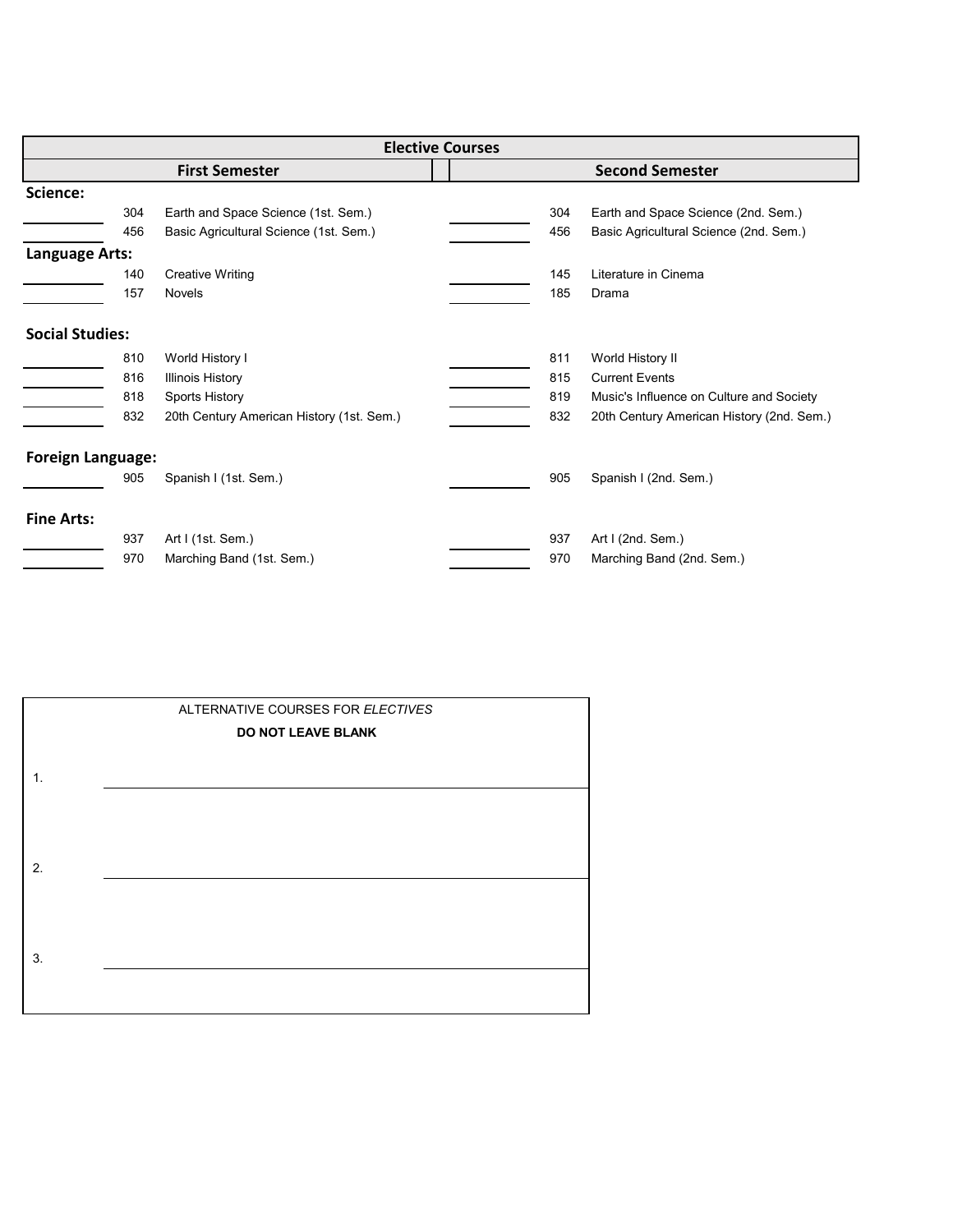| Elective Courses | | | | | |
|---|---|---|---|---|---|
| **First Semester** | | | **Second Semester** | | |
| **Science:** | | | | | |
| ________ | 304 | Earth and Space Science (1st. Sem.) | ________ | 304 | Earth and Space Science (2nd. Sem.) |
| ________ | 456 | Basic Agricultural Science (1st. Sem.) | ________ | 456 | Basic Agricultural Science (2nd. Sem.) |
| **Language Arts:** | | | | | |
| ________ | 140 | Creative Writing | ________ | 145 | Literature in Cinema |
| ________ | 157 | Novels | ________ | 185 | Drama |
| **Social Studies:** | | | | | |
| ________ | 810 | World History I | ________ | 811 | World History II |
| ________ | 816 | Illinois History | ________ | 815 | Current Events |
| ________ | 818 | Sports History | ________ | 819 | Music's Influence on Culture and Society |
| ________ | 832 | 20th Century American History (1st. Sem.) | ________ | 832 | 20th Century American History (2nd. Sem.) |
| **Foreign Language:** | | | | | |
| ________ | 905 | Spanish I (1st. Sem.) | ________ | 905 | Spanish I (2nd. Sem.) |
| **Fine Arts:** | | | | | |
| ________ | 937 | Art I (1st. Sem.) | ________ | 937 | Art I (2nd. Sem.) |
| ________ | 970 | Marching Band (1st. Sem.) | ________ | 970 | Marching Band (2nd. Sem.) |

ALTERNATIVE COURSES FOR *ELECTIVES*

**DO NOT LEAVE BLANK**

1. ________________________________

2. ________________________________

3. ________________________________